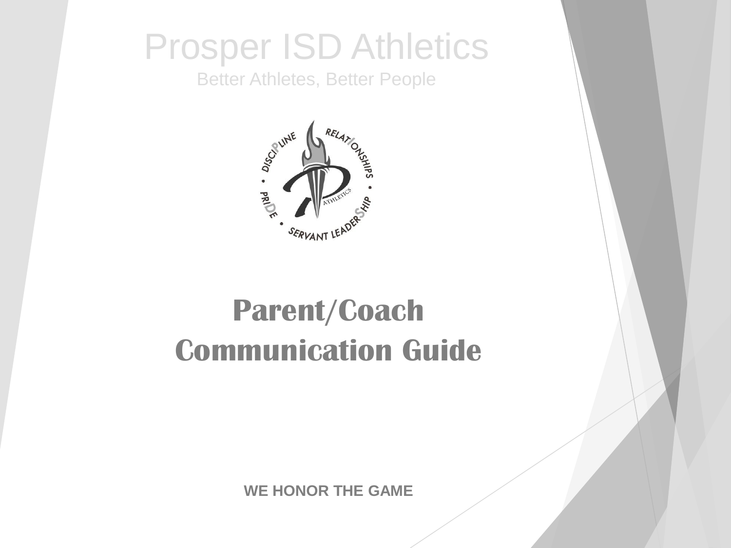# Prosper ISD Athletics

Better Athletes, Better People

# Parent/Coach Communication Guide

**WE HONOR THE GAME**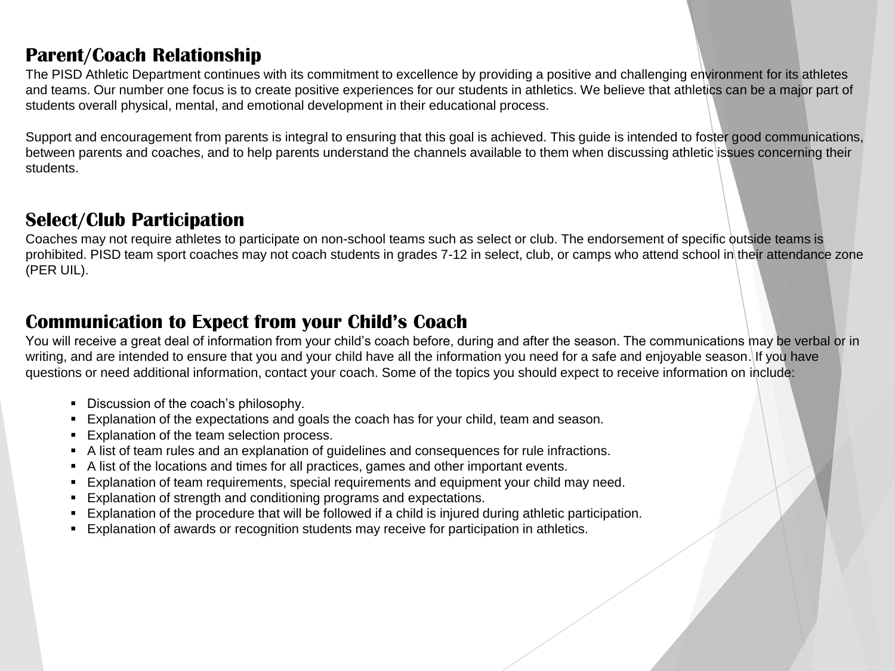## Parent/Coach Relationship

The PISD Athletic Department continues with its commitment to excellence by providing a positive and challenging environment for its athletes and teams. Our number one focus is to create positive experiences for our students in athletics. We believe that athletics can be a major part of students overall physical, mental, and emotional development in their educational process.

Support and encouragement from parents is integral to ensuring that this goal is achieved. This guide is intended to foster good communications, between parents and coaches, and to help parents understand the channels available to them when discussing athletic issues concerning their students.

## Select/Club Participation

Coaches may not require athletes to participate on non-school teams such as select or club. The endorsement of specific outside teams is prohibited. PISD team sport coaches may not coach students in grades 7-12 in select, club, or camps who attend school in their attendance zone (PER UIL).

## Communication to Expect from your Child's Coach

You will receive a great deal of information from your child's coach before, during and after the season. The communications may be verbal or in writing, and are intended to ensure that you and your child have all the information you need for a safe and enjoyable season. If you have questions or need additional information, contact your coach. Some of the topics you should expect to receive information on include:

- Discussion of the coach's philosophy.
- Explanation of the expectations and goals the coach has for your child, team and season.
- Explanation of the team selection process.
- A list of team rules and an explanation of guidelines and consequences for rule infractions.
- A list of the locations and times for all practices, games and other important events.
- Explanation of team requirements, special requirements and equipment your child may need.
- Explanation of strength and conditioning programs and expectations.
- Explanation of the procedure that will be followed if a child is injured during athletic participation.
- Explanation of awards or recognition students may receive for participation in athletics.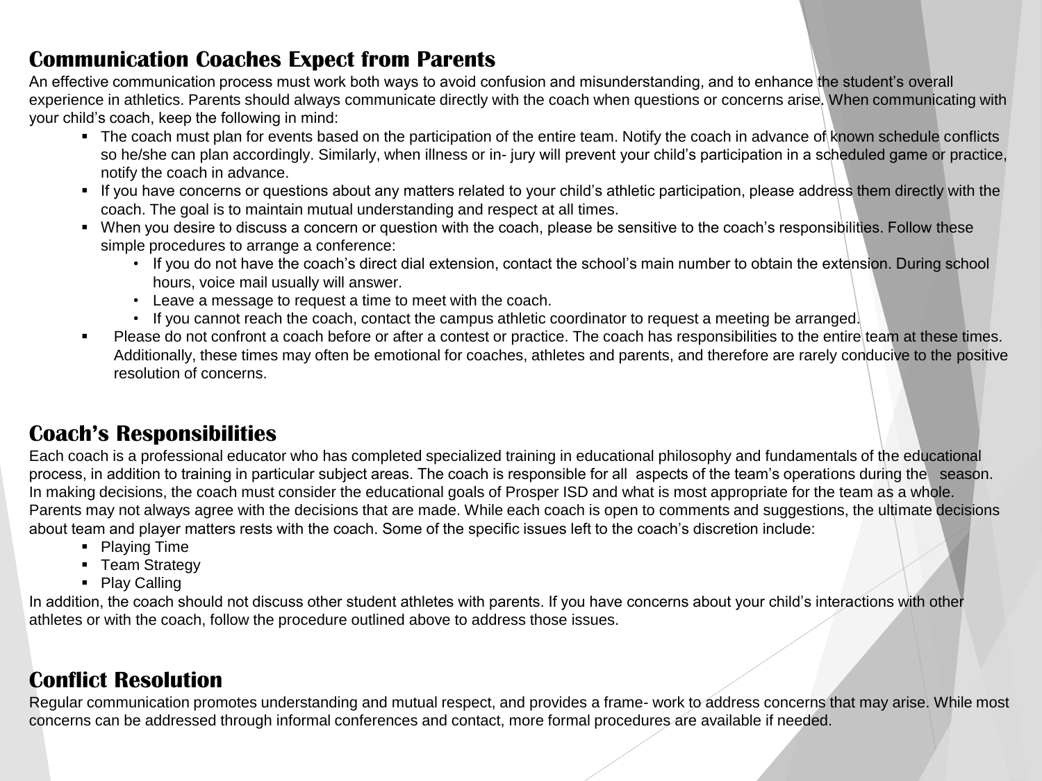## Communication Coaches Expect from Parents

An effective communication process must work both ways to avoid confusion and misunderstanding, and to enhance the student's overall experience in athletics. Parents should always communicate directly with the coach when questions or concerns arise. When communicating with your child's coach, keep the following in mind:

- The coach must plan for events based on the participation of the entire team. Notify the coach in advance of known schedule conflicts so he/she can plan accordingly. Similarly, when illness or in- jury will prevent your child's participation in a scheduled game or practice, notify the coach in advance.
- If you have concerns or questions about any matters related to your child's athletic participation, please address them directly with the coach. The goal is to maintain mutual understanding and respect at all times.
- When you desire to discuss a concern or question with the coach, please be sensitive to the coach's responsibilities. Follow these simple procedures to arrange a conference:
  - If you do not have the coach's direct dial extension, contact the school's main number to obtain the extension. During school hours, voice mail usually will answer.
  - Leave a message to request a time to meet with the coach.
  - If you cannot reach the coach, contact the campus athletic coordinator to request a meeting be arranged.
- Please do not confront a coach before or after a contest or practice. The coach has responsibilities to the entire team at these times. Additionally, these times may often be emotional for coaches, athletes and parents, and therefore are rarely conducive to the positive resolution of concerns.

## Coach's Responsibilities

Each coach is a professional educator who has completed specialized training in educational philosophy and fundamentals of the educational process, in addition to training in particular subject areas. The coach is responsible for all aspects of the team's operations during the season. In making decisions, the coach must consider the educational goals of Prosper ISD and what is most appropriate for the team as a whole. Parents may not always agree with the decisions that are made. While each coach is open to comments and suggestions, the ultimate decisions about team and player matters rests with the coach. Some of the specific issues left to the coach's discretion include:

- Playing Time
- Team Strategy
- Play Calling

In addition, the coach should not discuss other student athletes with parents. If you have concerns about your child's interactions with other athletes or with the coach, follow the procedure outlined above to address those issues.

## Conflict Resolution

Regular communication promotes understanding and mutual respect, and provides a frame- work to address concerns that may arise. While most concerns can be addressed through informal conferences and contact, more formal procedures are available if needed.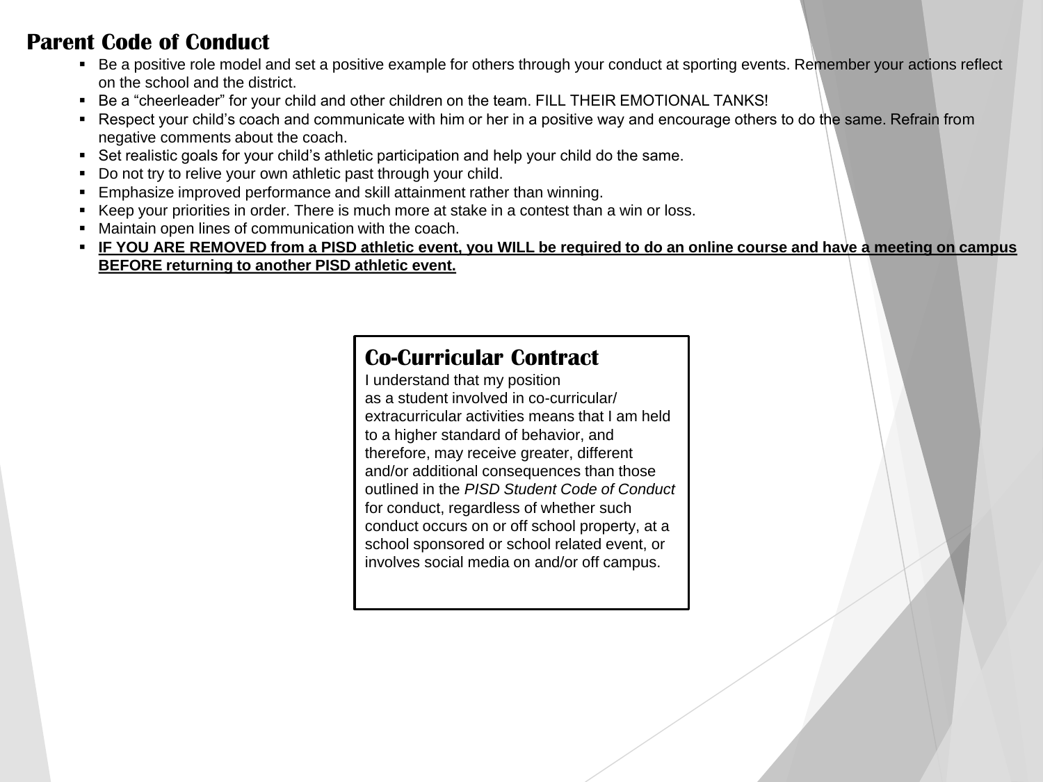## Parent Code of Conduct

- Be a positive role model and set a positive example for others through your conduct at sporting events. Remember your actions reflect on the school and the district.
- Be a "cheerleader" for your child and other children on the team. FILL THEIR EMOTIONAL TANKS!
- Respect your child's coach and communicate with him or her in a positive way and encourage others to do the same. Refrain from negative comments about the coach.
- Set realistic goals for your child's athletic participation and help your child do the same.
- Do not try to relive your own athletic past through your child.
- Emphasize improved performance and skill attainment rather than winning.
- Keep your priorities in order. There is much more at stake in a contest than a win or loss.
- Maintain open lines of communication with the coach.
- **IF YOU ARE REMOVED from a PISD athletic event, you WILL be required to do an online course and have a meeting on campus BEFORE returning to another PISD athletic event.**

### Co-Curricular Contract

I understand that my position as a student involved in co-curricular/ extracurricular activities means that I am held to a higher standard of behavior, and therefore, may receive greater, different and/or additional consequences than those outlined in the *PISD Student Code of Conduct* for conduct, regardless of whether such conduct occurs on or off school property, at a school sponsored or school related event, or involves social media on and/or off campus.